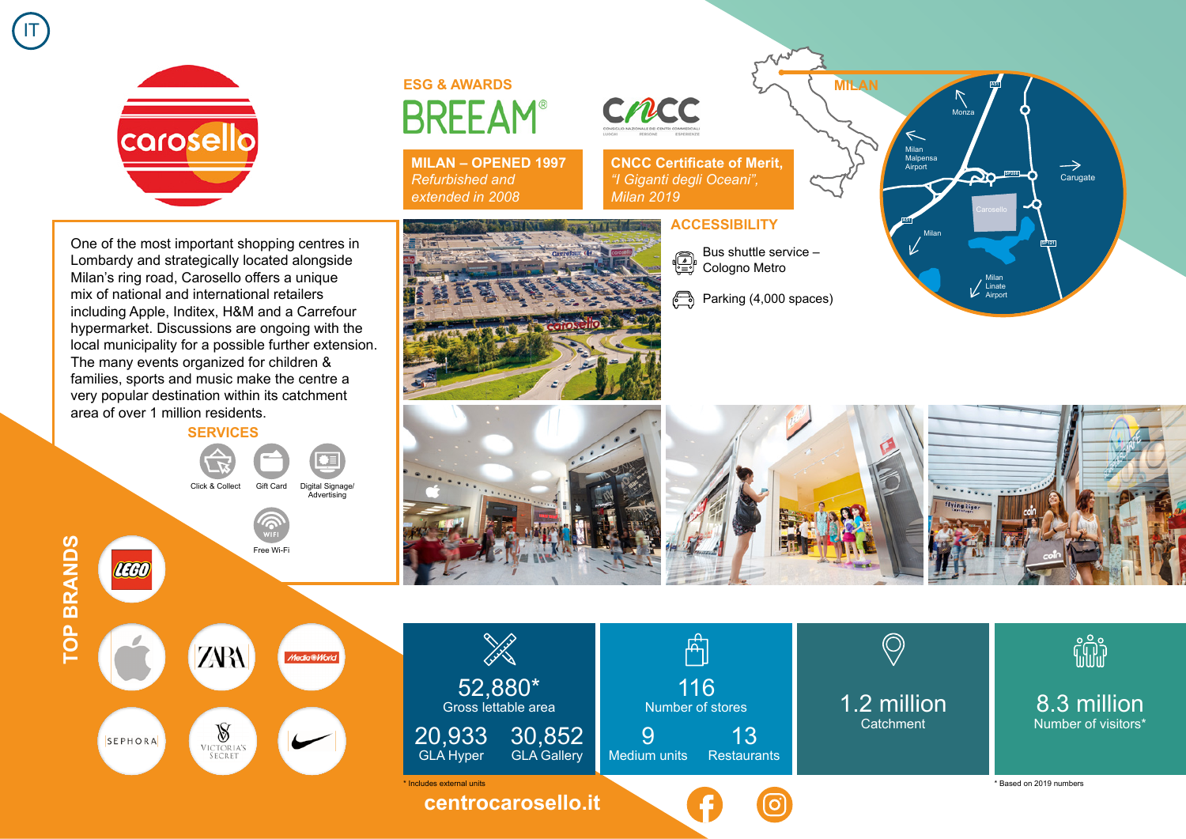IT

# carosello

## ESG & AWARDS

BREEAM®

**MILAN – OPENED 1997**
*Refurbished and extended in 2008*

**CNCC Certificate of Merit,**
*"I Giganti degli Oceani", Milan 2019*

One of the most important shopping centres in Lombardy and strategically located alongside Milan's ring road, Carosello offers a unique mix of national and international retailers including Apple, Inditex, H&M and a Carrefour hypermarket. Discussions are ongoing with the local municipality for a possible further extension. The many events organized for children & families, sports and music make the centre a very popular destination within its catchment area of over 1 million residents.

## SERVICES

- Click & Collect
- Gift Card
- Digital Signage/ Advertising
- Free Wi-Fi

## ACCESSIBILITY

- Bus shuttle service – Cologno Metro
- Parking (4,000 spaces)

## MILAN

Monza · Milan Malpensa Airport · Carugate · Carosello · Milan · Milan Linate Airport

## TOP BRANDS

LEGO · Apple · ZARA · MediaWorld · SEPHORA · Victoria's Secret · Nike

| | |
|---|---|
| **52,880*** | Gross lettable area |
| **20,933** | GLA Hyper |
| **30,852** | GLA Gallery |
| **116** | Number of stores |
| **9** | Medium units |
| **13** | Restaurants |
| **1.2 million** | Catchment |
| **8.3 million** | Number of visitors* |

\* Includes external units

\* Based on 2019 numbers

centrocarosello.it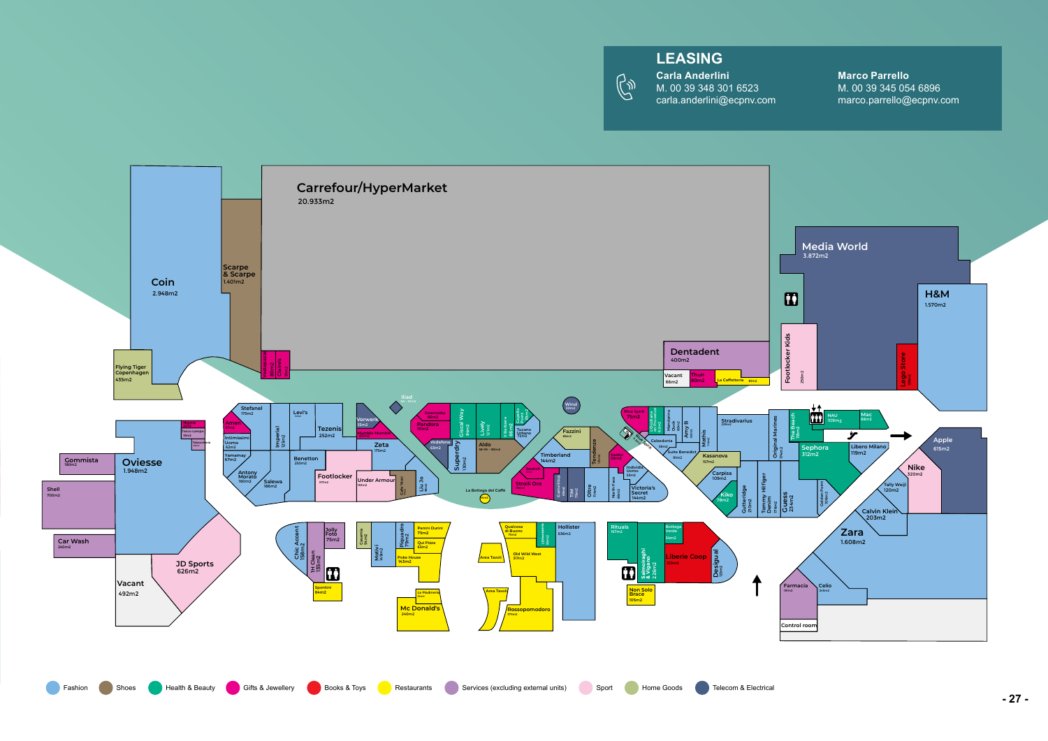## LEASING

**Carla Anderlini**
M. 00 39 348 301 6523
carla.anderlini@ecpnv.com

**Marco Parrello**
M. 00 39 345 054 6896
marco.parrello@ecpnv.com

Carrefour/HyperMarket
20.933m2

Coin
2.948m2

Scarpe & Scarpe
1.401m2

Flying Tiger Copenhagen
435m2

Media World
3.872m2

H&M
1.570m2

Dentadent
400m2

Vacant
66m2

Thun
80m2

La Caffetteria

Footlocker Kids

Lego Store

Gommista
180m2

Oviesse
1.948m2

Shell
700m2

Car Wash
240m2

JD Sports
626m2

Vacant
492m2

Stefanel
175m2

Levi's

Amen

Intimissimi Uomo
62m2

Yamamay
67m2

Antony Morato
160m2

Salewa
186m2

Imperial

Tezenis
252m2

Benetton
250m2

Footlocker

Under Armour

Vorwerk
55m2

Zeta
175m2

Swarovski

Pandora

Vodafone
63m2

Superdry
130m2

Givoal Way

Lively

Aldo

Tucano Urbano
72m2

Iliad

Wind

Fazzini

Timberland
144m2

Tendenze

Stroili Oro

La Bottega del Caffè

Blue Spirit
75m2

Calzedonia

Suite Benedict
91m2

Kasanova
157m2

Carpisa
109m2

Kiko
78m2

Individuo Uomo
53m2

Victoria's Secret
144m2

Stradivarius

Original Marines

The Beach

NAU
109m2

Mac
88m2

Sephora
312m2

Libero Milano
119m2

Apple
615m2

Nike
320m2

Tally Weijl
120m2

Calvin Klein
203m2

Zara
1.608m2

Gutteridge
210m2

Tommy Hilfiger Denim

Guess
234m2

Golden Point

Farmacia

Celio

Control room

Chic Accent

1H Clean
135m2

Jolly Foto
75m2

Spontini
64m2

Motivi

Pittarello

Panini Durini
75m2

Qui Pizza
63m2

Poke House
143m2

Mc Donald's
240m2

La Piadineria

Qualcosa di Buono
75m2

Area Tavoli

Old Wild West
317m2

Hollister
636m2

Rossopomodoro

Rituals
167m2

Bottega Verde
54m2

Salmoiraghi & Viganò
126m2

Liberie Coop

Desigual

Non Solo Brace
105m2

Fashion · Shoes · Health & Beauty · Gifts & Jewellery · Books & Toys · Restaurants · Services (excluding external units) · Sport · Home Goods · Telecom & Electrical